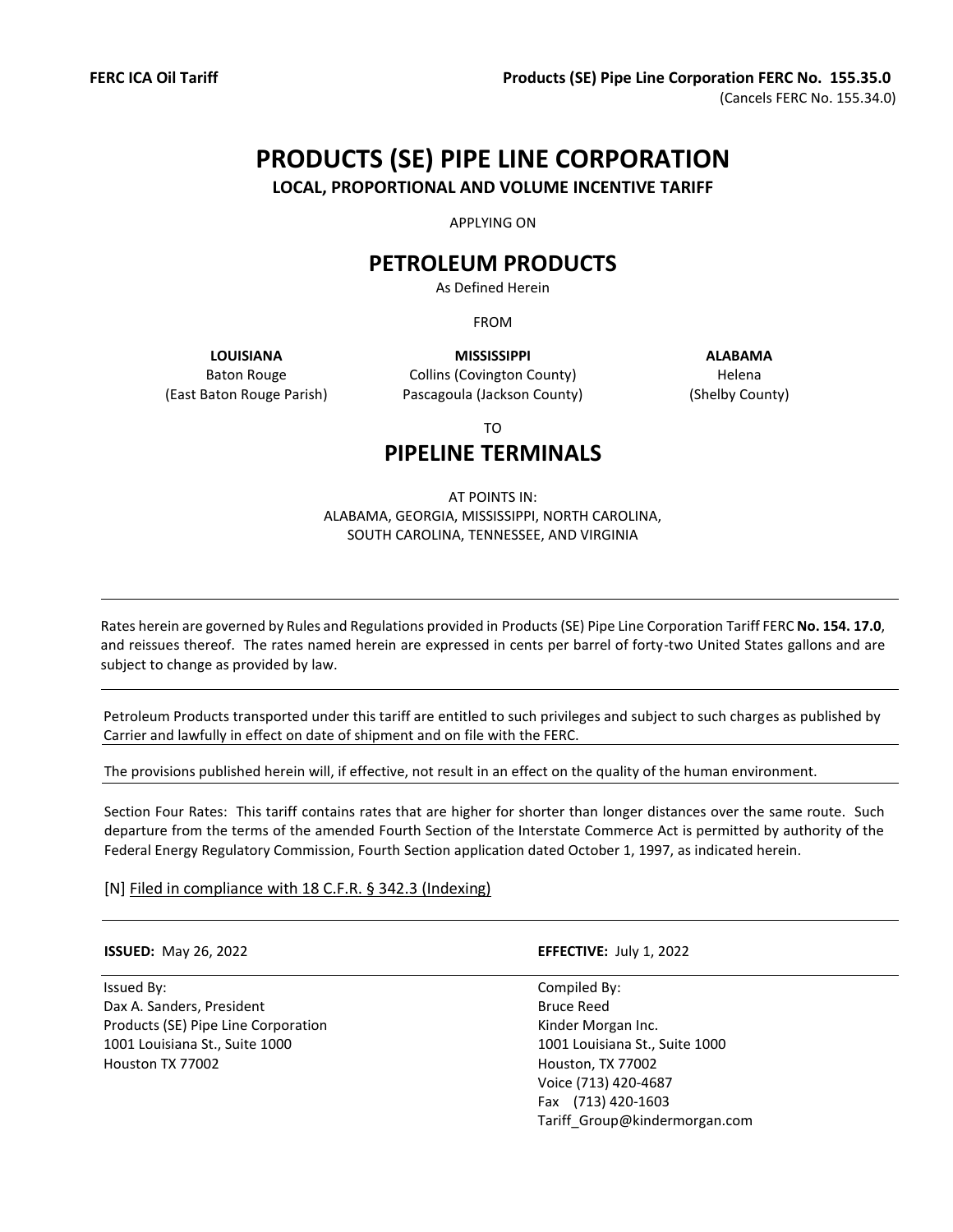**FERC ICA Oil Tariff**

**Products (SE) Pipe Line Corporation FERC No. 155.35.0**
(Cancels FERC No. 155.34.0)

# PRODUCTS (SE) PIPE LINE CORPORATION

**LOCAL, PROPORTIONAL AND VOLUME INCENTIVE TARIFF**

APPLYING ON

## PETROLEUM PRODUCTS

As Defined Herein

FROM

| **LOUISIANA** | **MISSISSIPPI** | **ALABAMA** |
|---|---|---|
| Baton Rouge | Collins (Covington County) | Helena |
| (East Baton Rouge Parish) | Pascagoula (Jackson County) | (Shelby County) |

TO

## PIPELINE TERMINALS

AT POINTS IN:
ALABAMA, GEORGIA, MISSISSIPPI, NORTH CAROLINA,
SOUTH CAROLINA, TENNESSEE, AND VIRGINIA

---

Rates herein are governed by Rules and Regulations provided in Products (SE) Pipe Line Corporation Tariff FERC **No. 154. 17.0**, and reissues thereof. The rates named herein are expressed in cents per barrel of forty-two United States gallons and are subject to change as provided by law.

---

Petroleum Products transported under this tariff are entitled to such privileges and subject to such charges as published by Carrier and lawfully in effect on date of shipment and on file with the FERC.

---

The provisions published herein will, if effective, not result in an effect on the quality of the human environment.

---

Section Four Rates: This tariff contains rates that are higher for shorter than longer distances over the same route. Such departure from the terms of the amended Fourth Section of the Interstate Commerce Act is permitted by authority of the Federal Energy Regulatory Commission, Fourth Section application dated October 1, 1997, as indicated herein.

[N] Filed in compliance with 18 C.F.R. § 342.3 (Indexing)

---

**ISSUED:** May 26, 2022

**EFFECTIVE:** July 1, 2022

Issued By:
Dax A. Sanders, President
Products (SE) Pipe Line Corporation
1001 Louisiana St., Suite 1000
Houston TX 77002

Compiled By:
Bruce Reed
Kinder Morgan Inc.
1001 Louisiana St., Suite 1000
Houston, TX 77002
Voice (713) 420-4687
Fax (713) 420-1603
Tariff_Group@kindermorgan.com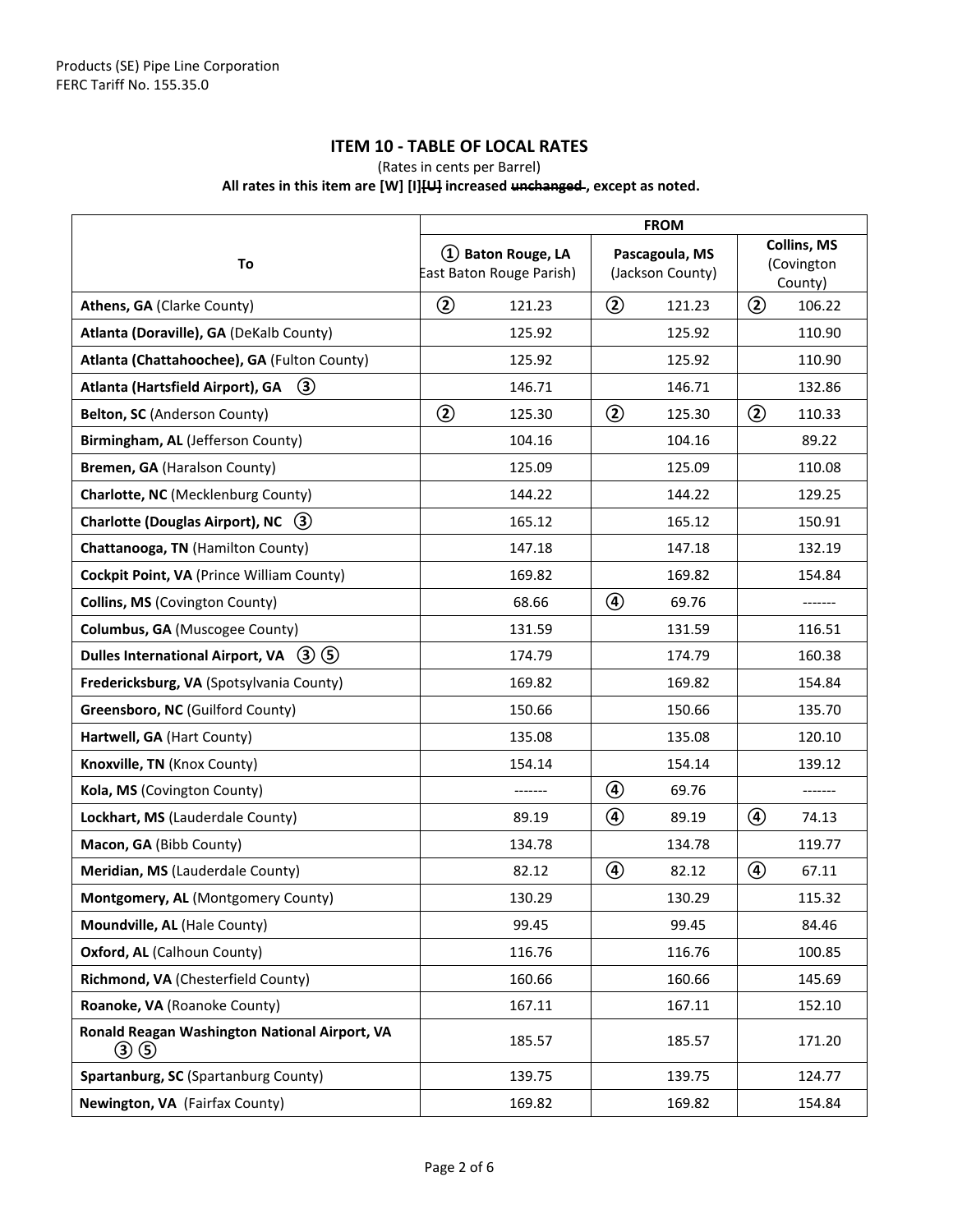Products (SE) Pipe Line Corporation
FERC Tariff No. 155.35.0

## ITEM 10 - TABLE OF LOCAL RATES

(Rates in cents per Barrel)

**All rates in this item are [W] [I]~~[U]~~ increased ~~unchanged~~ , except as noted.**

| To | FROM | | |
|---|---|---|---|
| | ① **Baton Rouge, LA** East Baton Rouge Parish) | **Pascagoula, MS** (Jackson County) | **Collins, MS** (Covington County) |
| **Athens, GA** (Clarke County) | ② 121.23 | ② 121.23 | ② 106.22 |
| **Atlanta (Doraville), GA** (DeKalb County) | 125.92 | 125.92 | 110.90 |
| **Atlanta (Chattahoochee), GA** (Fulton County) | 125.92 | 125.92 | 110.90 |
| **Atlanta (Hartsfield Airport), GA** ③ | 146.71 | 146.71 | 132.86 |
| **Belton, SC** (Anderson County) | ② 125.30 | ② 125.30 | ② 110.33 |
| **Birmingham, AL** (Jefferson County) | 104.16 | 104.16 | 89.22 |
| **Bremen, GA** (Haralson County) | 125.09 | 125.09 | 110.08 |
| **Charlotte, NC** (Mecklenburg County) | 144.22 | 144.22 | 129.25 |
| **Charlotte (Douglas Airport), NC** ③ | 165.12 | 165.12 | 150.91 |
| **Chattanooga, TN** (Hamilton County) | 147.18 | 147.18 | 132.19 |
| **Cockpit Point, VA** (Prince William County) | 169.82 | 169.82 | 154.84 |
| **Collins, MS** (Covington County) | 68.66 | ④ 69.76 | ------- |
| **Columbus, GA** (Muscogee County) | 131.59 | 131.59 | 116.51 |
| **Dulles International Airport, VA** ③ ⑤ | 174.79 | 174.79 | 160.38 |
| **Fredericksburg, VA** (Spotsylvania County) | 169.82 | 169.82 | 154.84 |
| **Greensboro, NC** (Guilford County) | 150.66 | 150.66 | 135.70 |
| **Hartwell, GA** (Hart County) | 135.08 | 135.08 | 120.10 |
| **Knoxville, TN** (Knox County) | 154.14 | 154.14 | 139.12 |
| **Kola, MS** (Covington County) | ------- | ④ 69.76 | ------- |
| **Lockhart, MS** (Lauderdale County) | 89.19 | ④ 89.19 | ④ 74.13 |
| **Macon, GA** (Bibb County) | 134.78 | 134.78 | 119.77 |
| **Meridian, MS** (Lauderdale County) | 82.12 | ④ 82.12 | ④ 67.11 |
| **Montgomery, AL** (Montgomery County) | 130.29 | 130.29 | 115.32 |
| **Moundville, AL** (Hale County) | 99.45 | 99.45 | 84.46 |
| **Oxford, AL** (Calhoun County) | 116.76 | 116.76 | 100.85 |
| **Richmond, VA** (Chesterfield County) | 160.66 | 160.66 | 145.69 |
| **Roanoke, VA** (Roanoke County) | 167.11 | 167.11 | 152.10 |
| **Ronald Reagan Washington National Airport, VA** ③ ⑤ | 185.57 | 185.57 | 171.20 |
| **Spartanburg, SC** (Spartanburg County) | 139.75 | 139.75 | 124.77 |
| **Newington, VA** (Fairfax County) | 169.82 | 169.82 | 154.84 |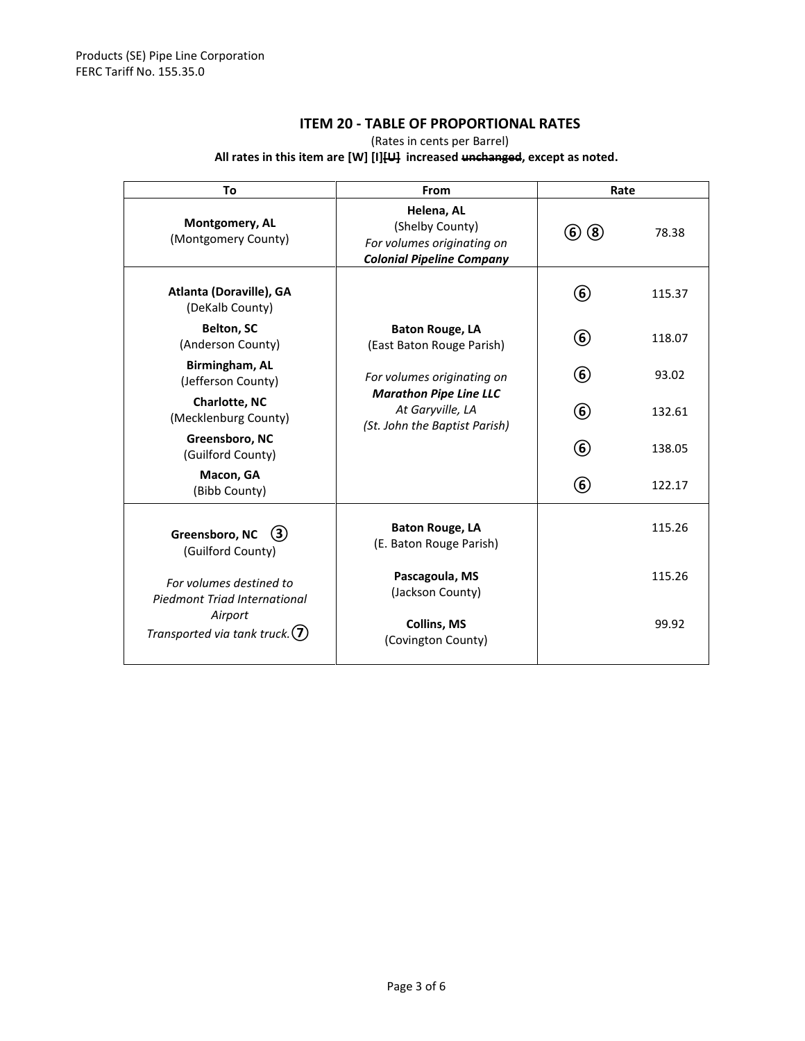Products (SE) Pipe Line Corporation
FERC Tariff No. 155.35.0

## ITEM 20 - TABLE OF PROPORTIONAL RATES

(Rates in cents per Barrel)

**All rates in this item are [W] [I]~~[U]~~ increased ~~unchanged~~, except as noted.**

| To | From | Rate | |
|---|---|---|---|
| **Montgomery, AL** (Montgomery County) | **Helena, AL** (Shelby County) *For volumes originating on* ***Colonial Pipeline Company*** | ⑥ ⑧ | 78.38 |
| **Atlanta (Doraville), GA** (DeKalb County) | **Baton Rouge, LA** (East Baton Rouge Parish) *For volumes originating on* ***Marathon Pipe Line LLC*** *At Garyville, LA (St. John the Baptist Parish)* | ⑥ | 115.37 |
| **Belton, SC** (Anderson County) | | ⑥ | 118.07 |
| **Birmingham, AL** (Jefferson County) | | ⑥ | 93.02 |
| **Charlotte, NC** (Mecklenburg County) | | ⑥ | 132.61 |
| **Greensboro, NC** (Guilford County) | | ⑥ | 138.05 |
| **Macon, GA** (Bibb County) | | ⑥ | 122.17 |
| **Greensboro, NC** ③ (Guilford County) *For volumes destined to Piedmont Triad International Airport Transported via tank truck.* ⑦ | **Baton Rouge, LA** (E. Baton Rouge Parish) | | 115.26 |
| | **Pascagoula, MS** (Jackson County) | | 115.26 |
| | **Collins, MS** (Covington County) | | 99.92 |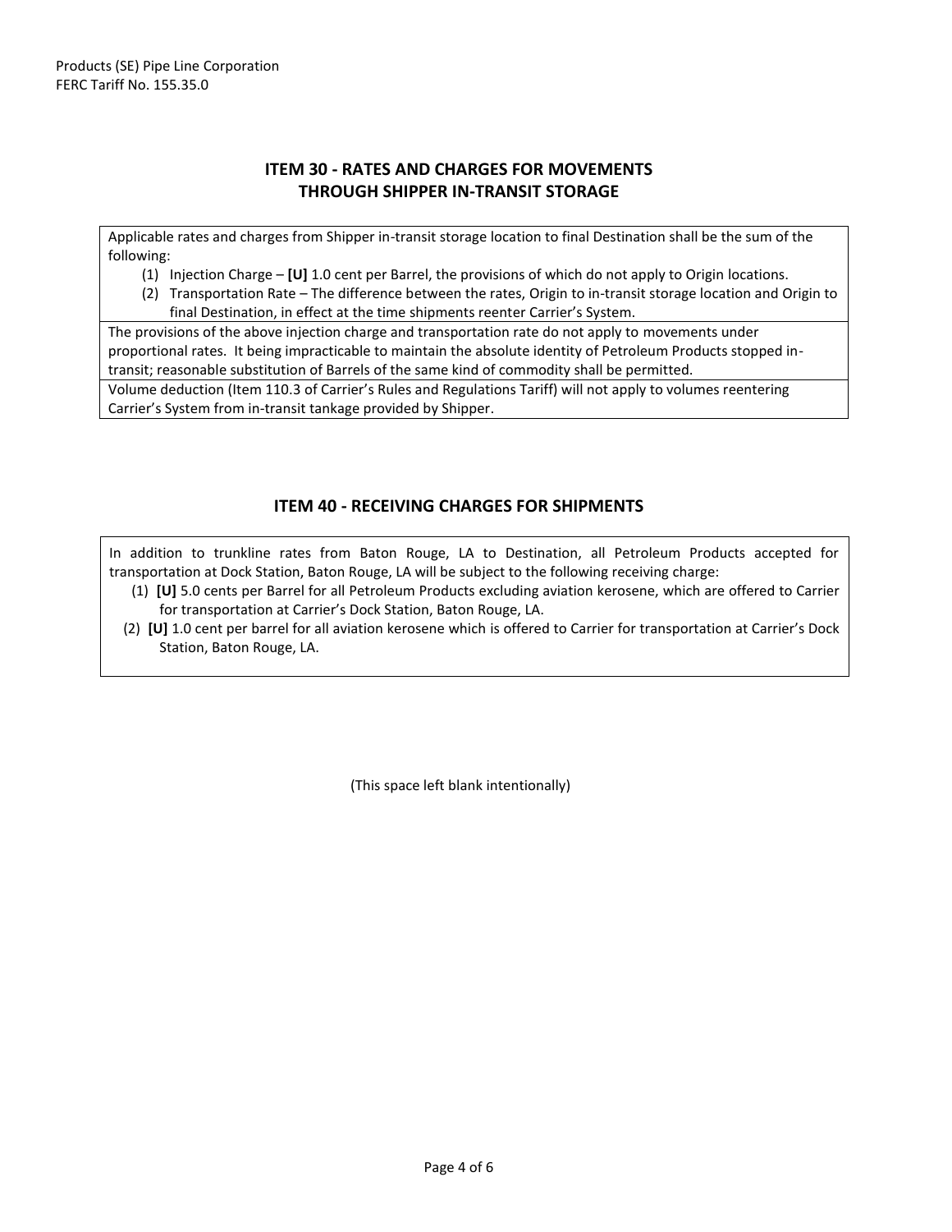Products (SE) Pipe Line Corporation
FERC Tariff No. 155.35.0

## ITEM 30 - RATES AND CHARGES FOR MOVEMENTS THROUGH SHIPPER IN-TRANSIT STORAGE

Applicable rates and charges from Shipper in-transit storage location to final Destination shall be the sum of the following:

(1) Injection Charge – **[U]** 1.0 cent per Barrel, the provisions of which do not apply to Origin locations.

(2) Transportation Rate – The difference between the rates, Origin to in-transit storage location and Origin to final Destination, in effect at the time shipments reenter Carrier's System.

The provisions of the above injection charge and transportation rate do not apply to movements under proportional rates. It being impracticable to maintain the absolute identity of Petroleum Products stopped in-transit; reasonable substitution of Barrels of the same kind of commodity shall be permitted.

Volume deduction (Item 110.3 of Carrier's Rules and Regulations Tariff) will not apply to volumes reentering Carrier's System from in-transit tankage provided by Shipper.

## ITEM 40 - RECEIVING CHARGES FOR SHIPMENTS

In addition to trunkline rates from Baton Rouge, LA to Destination, all Petroleum Products accepted for transportation at Dock Station, Baton Rouge, LA will be subject to the following receiving charge:

(1) **[U]** 5.0 cents per Barrel for all Petroleum Products excluding aviation kerosene, which are offered to Carrier for transportation at Carrier's Dock Station, Baton Rouge, LA.

(2) **[U]** 1.0 cent per barrel for all aviation kerosene which is offered to Carrier for transportation at Carrier's Dock Station, Baton Rouge, LA.

(This space left blank intentionally)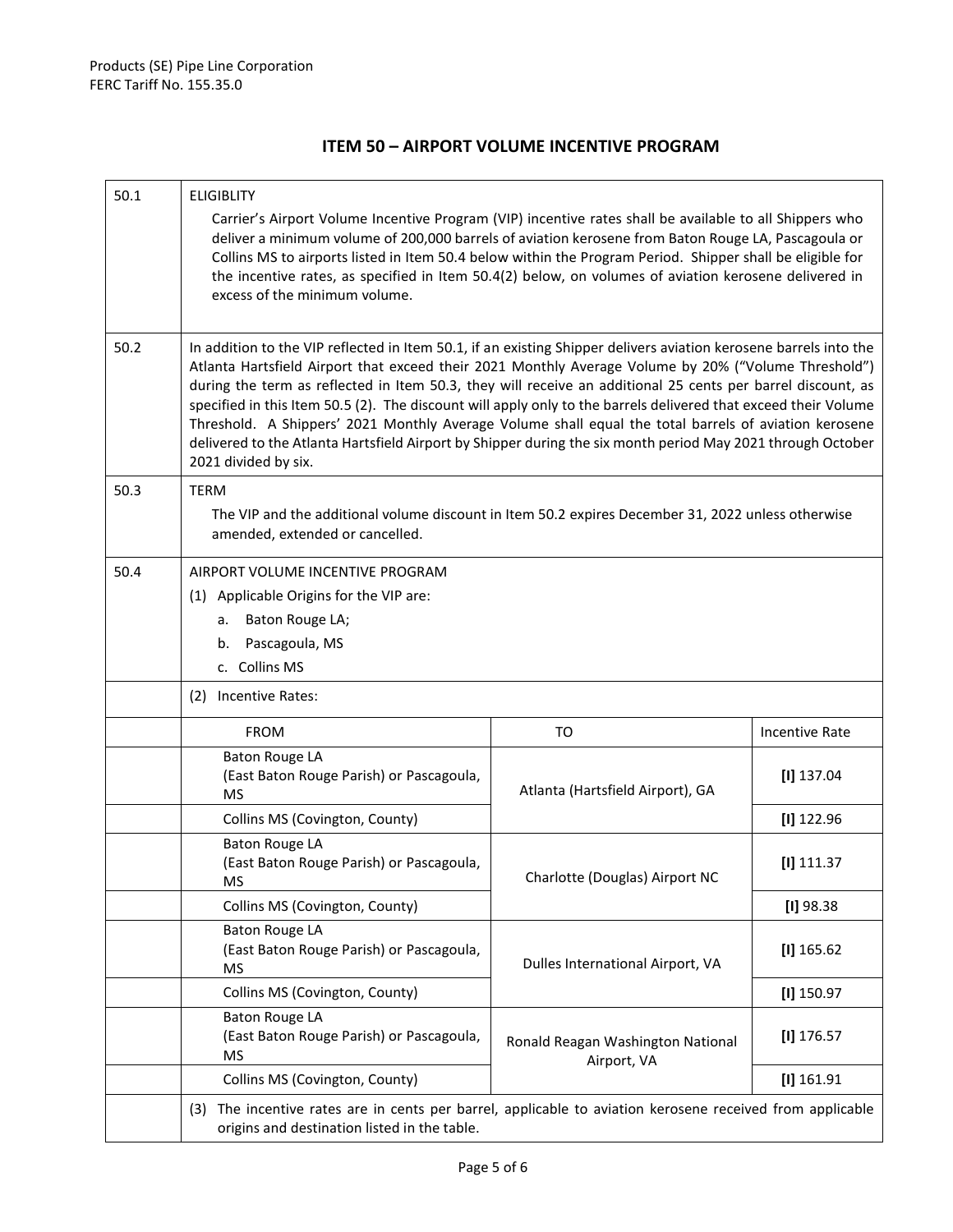Products (SE) Pipe Line Corporation
FERC Tariff No. 155.35.0

## ITEM 50 – AIRPORT VOLUME INCENTIVE PROGRAM

**50.1** ELIGIBLITY

Carrier's Airport Volume Incentive Program (VIP) incentive rates shall be available to all Shippers who deliver a minimum volume of 200,000 barrels of aviation kerosene from Baton Rouge LA, Pascagoula or Collins MS to airports listed in Item 50.4 below within the Program Period. Shipper shall be eligible for the incentive rates, as specified in Item 50.4(2) below, on volumes of aviation kerosene delivered in excess of the minimum volume.

**50.2** In addition to the VIP reflected in Item 50.1, if an existing Shipper delivers aviation kerosene barrels into the Atlanta Hartsfield Airport that exceed their 2021 Monthly Average Volume by 20% ("Volume Threshold") during the term as reflected in Item 50.3, they will receive an additional 25 cents per barrel discount, as specified in this Item 50.5 (2). The discount will apply only to the barrels delivered that exceed their Volume Threshold. A Shippers' 2021 Monthly Average Volume shall equal the total barrels of aviation kerosene delivered to the Atlanta Hartsfield Airport by Shipper during the six month period May 2021 through October 2021 divided by six.

**50.3** TERM

The VIP and the additional volume discount in Item 50.2 expires December 31, 2022 unless otherwise amended, extended or cancelled.

**50.4** AIRPORT VOLUME INCENTIVE PROGRAM

(1) Applicable Origins for the VIP are:

a. Baton Rouge LA;
b. Pascagoula, MS
c. Collins MS

(2) Incentive Rates:

| FROM | TO | Incentive Rate |
|---|---|---|
| Baton Rouge LA (East Baton Rouge Parish) or Pascagoula, MS | Atlanta (Hartsfield Airport), GA | [I] 137.04 |
| Collins MS (Covington, County) | | [I] 122.96 |
| Baton Rouge LA (East Baton Rouge Parish) or Pascagoula, MS | Charlotte (Douglas) Airport NC | [I] 111.37 |
| Collins MS (Covington, County) | | [I] 98.38 |
| Baton Rouge LA (East Baton Rouge Parish) or Pascagoula, MS | Dulles International Airport, VA | [I] 165.62 |
| Collins MS (Covington, County) | | [I] 150.97 |
| Baton Rouge LA (East Baton Rouge Parish) or Pascagoula, MS | Ronald Reagan Washington National Airport, VA | [I] 176.57 |
| Collins MS (Covington, County) | | [I] 161.91 |

(3) The incentive rates are in cents per barrel, applicable to aviation kerosene received from applicable origins and destination listed in the table.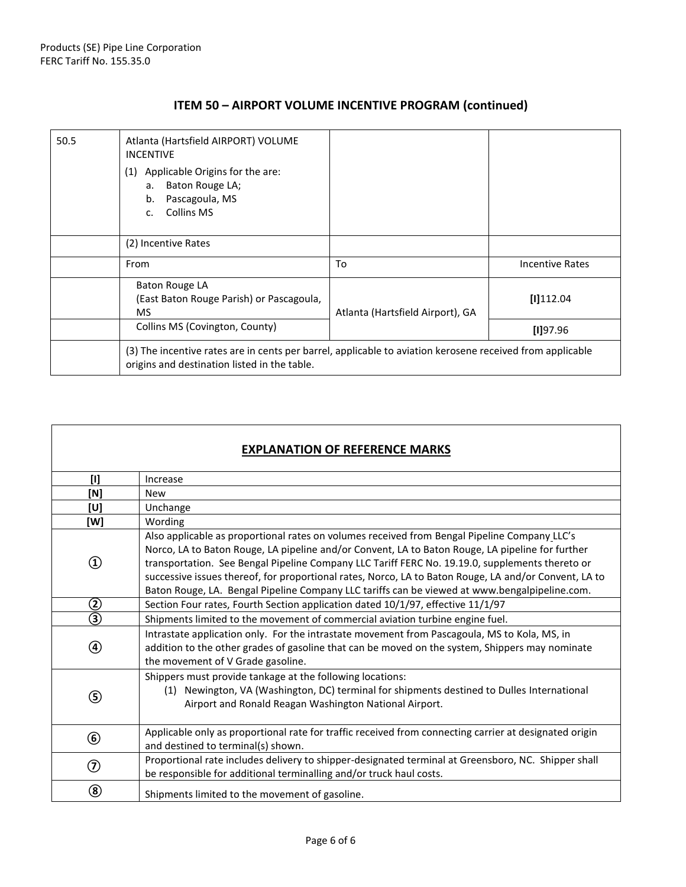Products (SE) Pipe Line Corporation
FERC Tariff No. 155.35.0

## ITEM 50 – AIRPORT VOLUME INCENTIVE PROGRAM (continued)

| | | | |
|---|---|---|---|
| 50.5 | Atlanta (Hartsfield AIRPORT) VOLUME INCENTIVE<br>(1) Applicable Origins for the are:<br>a. Baton Rouge LA;<br>b. Pascagoula, MS<br>c. Collins MS | | |
| | (2) Incentive Rates | | |
| | From | To | Incentive Rates |
| | Baton Rouge LA (East Baton Rouge Parish) or Pascagoula, MS | Atlanta (Hartsfield Airport), GA | **[I]**112.04 |
| | Collins MS (Covington, County) | | **[I]**97.96 |
| | (3) The incentive rates are in cents per barrel, applicable to aviation kerosene received from applicable origins and destination listed in the table. | | |

### EXPLANATION OF REFERENCE MARKS

| | |
|---|---|
| **[I]** | Increase |
| **[N]** | New |
| **[U]** | Unchange |
| **[W]** | Wording |
| ① | Also applicable as proportional rates on volumes received from Bengal Pipeline Company LLC's Norco, LA to Baton Rouge, LA pipeline and/or Convent, LA to Baton Rouge, LA pipeline for further transportation. See Bengal Pipeline Company LLC Tariff FERC No. 19.19.0, supplements thereto or successive issues thereof, for proportional rates, Norco, LA to Baton Rouge, LA and/or Convent, LA to Baton Rouge, LA. Bengal Pipeline Company LLC tariffs can be viewed at www.bengalpipeline.com. |
| ② | Section Four rates, Fourth Section application dated 10/1/97, effective 11/1/97 |
| ③ | Shipments limited to the movement of commercial aviation turbine engine fuel. |
| ④ | Intrastate application only. For the intrastate movement from Pascagoula, MS to Kola, MS, in addition to the other grades of gasoline that can be moved on the system, Shippers may nominate the movement of V Grade gasoline. |
| ⑤ | Shippers must provide tankage at the following locations:<br>(1) Newington, VA (Washington, DC) terminal for shipments destined to Dulles International Airport and Ronald Reagan Washington National Airport. |
| ⑥ | Applicable only as proportional rate for traffic received from connecting carrier at designated origin and destined to terminal(s) shown. |
| ⑦ | Proportional rate includes delivery to shipper-designated terminal at Greensboro, NC. Shipper shall be responsible for additional terminalling and/or truck haul costs. |
| ⑧ | Shipments limited to the movement of gasoline. |